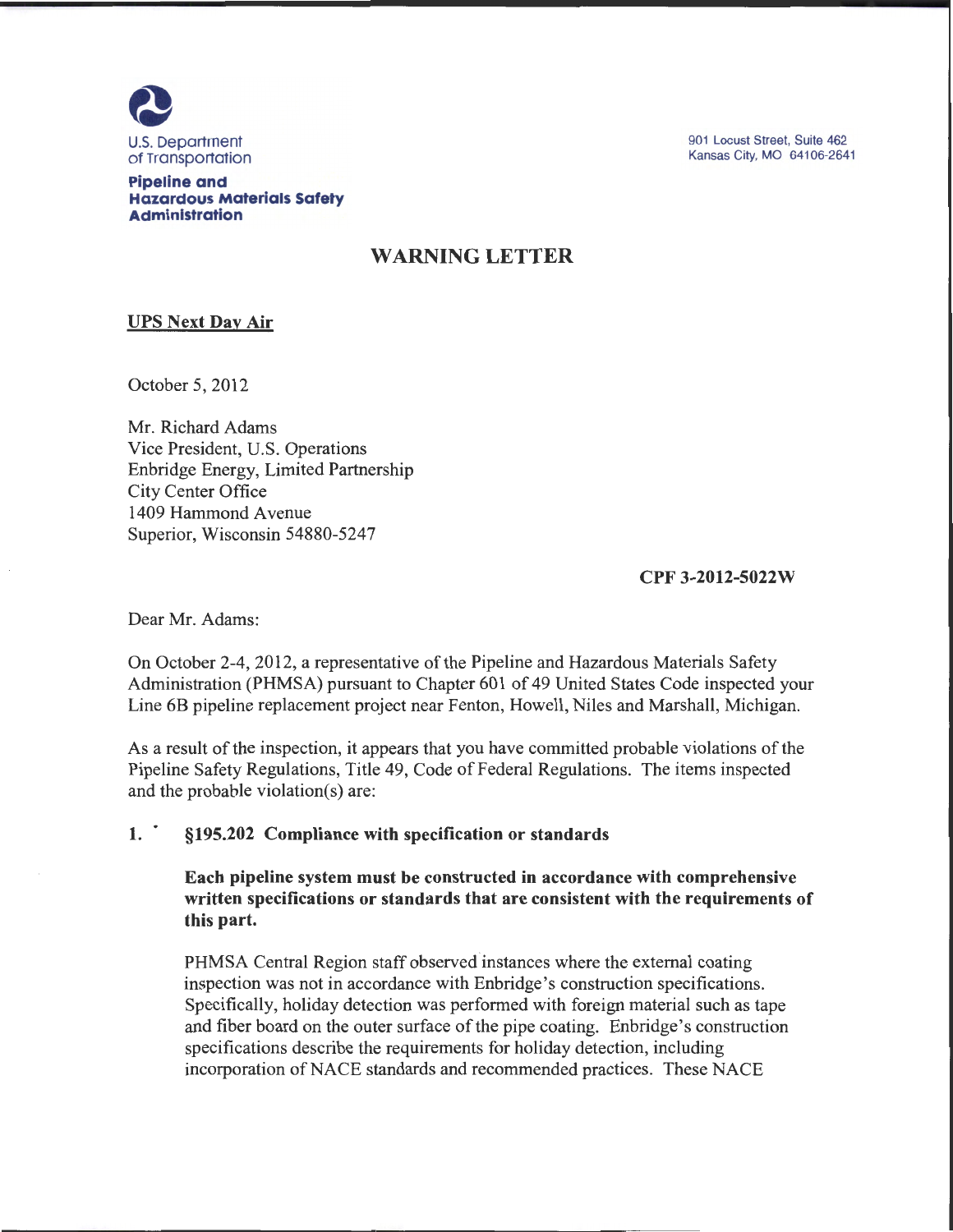U.S. Department of Transportation

**Pipeline and Hazardous Materials Safety Administration**

901 Locust Street, Suite 462
Kansas City, MO 64106-2641

# WARNING LETTER

**UPS Next Day Air**

October 5, 2012

Mr. Richard Adams
Vice President, U.S. Operations
Enbridge Energy, Limited Partnership
City Center Office
1409 Hammond Avenue
Superior, Wisconsin 54880-5247

**CPF 3-2012-5022W**

Dear Mr. Adams:

On October 2-4, 2012, a representative of the Pipeline and Hazardous Materials Safety Administration (PHMSA) pursuant to Chapter 601 of 49 United States Code inspected your Line 6B pipeline replacement project near Fenton, Howell, Niles and Marshall, Michigan.

As a result of the inspection, it appears that you have committed probable violations of the Pipeline Safety Regulations, Title 49, Code of Federal Regulations. The items inspected and the probable violation(s) are:

1. **§195.202 Compliance with specification or standards**

   **Each pipeline system must be constructed in accordance with comprehensive written specifications or standards that are consistent with the requirements of this part.**

   PHMSA Central Region staff observed instances where the external coating inspection was not in accordance with Enbridge's construction specifications. Specifically, holiday detection was performed with foreign material such as tape and fiber board on the outer surface of the pipe coating. Enbridge's construction specifications describe the requirements for holiday detection, including incorporation of NACE standards and recommended practices. These NACE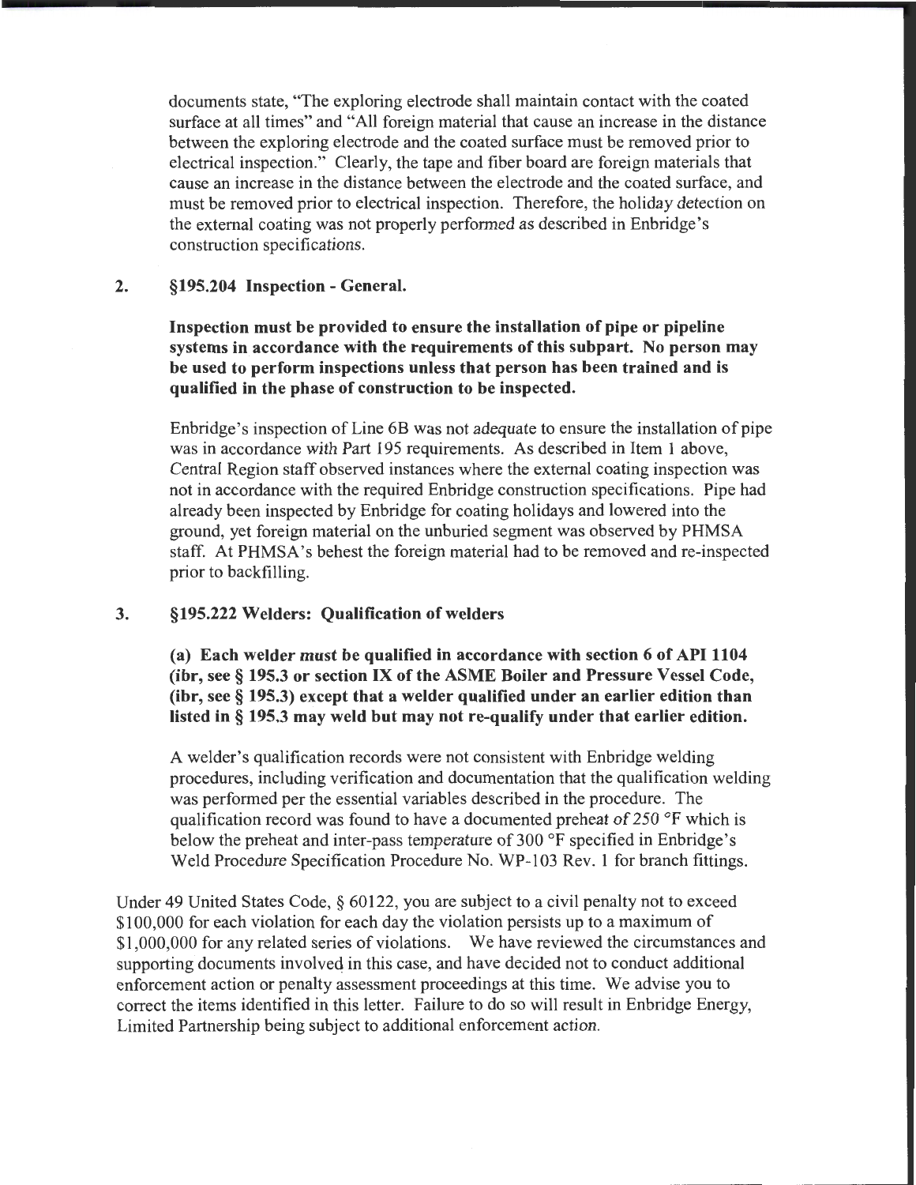documents state, "The exploring electrode shall maintain contact with the coated surface at all times" and "All foreign material that cause an increase in the distance between the exploring electrode and the coated surface must be removed prior to electrical inspection." Clearly, the tape and fiber board are foreign materials that cause an increase in the distance between the electrode and the coated surface, and must be removed prior to electrical inspection. Therefore, the holiday detection on the external coating was not properly performed as described in Enbridge's construction specifications.

2. **§195.204 Inspection - General.**

   **Inspection must be provided to ensure the installation of pipe or pipeline systems in accordance with the requirements of this subpart. No person may be used to perform inspections unless that person has been trained and is qualified in the phase of construction to be inspected.**

   Enbridge's inspection of Line 6B was not adequate to ensure the installation of pipe was in accordance with Part 195 requirements. As described in Item 1 above, Central Region staff observed instances where the external coating inspection was not in accordance with the required Enbridge construction specifications. Pipe had already been inspected by Enbridge for coating holidays and lowered into the ground, yet foreign material on the unburied segment was observed by PHMSA staff. At PHMSA's behest the foreign material had to be removed and re-inspected prior to backfilling.

3. **§195.222 Welders: Qualification of welders**

   **(a) Each welder must be qualified in accordance with section 6 of API 1104 (ibr, see § 195.3 or section IX of the ASME Boiler and Pressure Vessel Code, (ibr, see § 195.3) except that a welder qualified under an earlier edition than listed in § 195.3 may weld but may not re-qualify under that earlier edition.**

   A welder's qualification records were not consistent with Enbridge welding procedures, including verification and documentation that the qualification welding was performed per the essential variables described in the procedure. The qualification record was found to have a documented preheat of 250 °F which is below the preheat and inter-pass temperature of 300 °F specified in Enbridge's Weld Procedure Specification Procedure No. WP-103 Rev. 1 for branch fittings.

Under 49 United States Code, § 60122, you are subject to a civil penalty not to exceed $100,000 for each violation for each day the violation persists up to a maximum of $1,000,000 for any related series of violations. We have reviewed the circumstances and supporting documents involved in this case, and have decided not to conduct additional enforcement action or penalty assessment proceedings at this time. We advise you to correct the items identified in this letter. Failure to do so will result in Enbridge Energy, Limited Partnership being subject to additional enforcement action.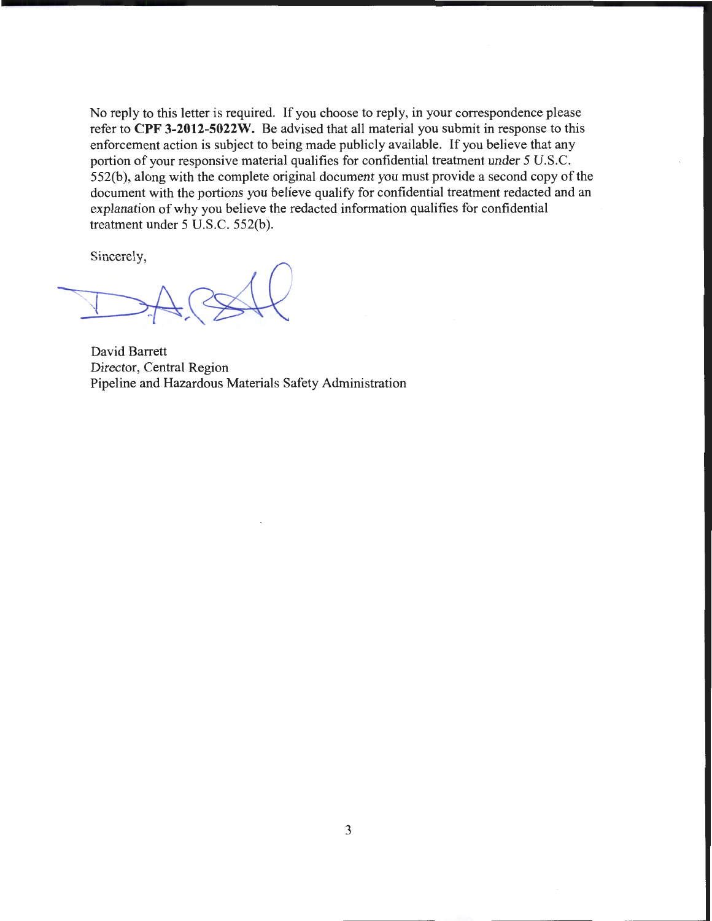No reply to this letter is required. If you choose to reply, in your correspondence please refer to **CPF 3-2012-5022W.** Be advised that all material you submit in response to this enforcement action is subject to being made publicly available. If you believe that any portion of your responsive material qualifies for confidential treatment under 5 U.S.C. 552(b), along with the complete original document you must provide a second copy of the document with the portions you believe qualify for confidential treatment redacted and an explanation of why you believe the redacted information qualifies for confidential treatment under 5 U.S.C. 552(b).

Sincerely,

David Barrett
Director, Central Region
Pipeline and Hazardous Materials Safety Administration